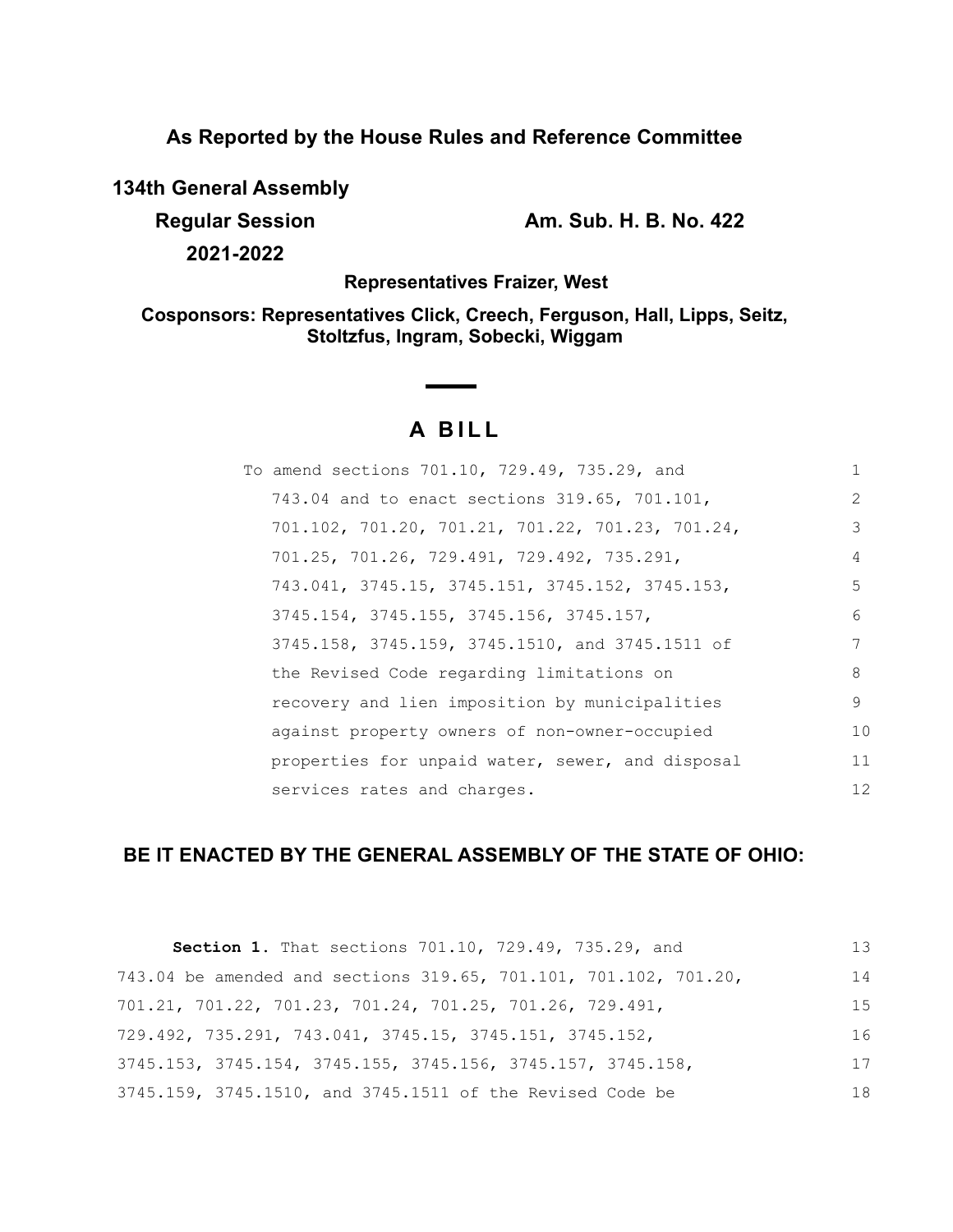**As Reported by the House Rules and Reference Committee**

**134th General Assembly**

**Regular Session** **Am. Sub. H. B. No. 422**

**2021-2022**

**Representatives Fraizer, West**

**Cosponsors: Representatives Click, Creech, Ferguson, Hall, Lipps, Seitz, Stoltzfus, Ingram, Sobecki, Wiggam**

# A BILL

To amend sections 701.10, 729.49, 735.29, and 743.04 and to enact sections 319.65, 701.101, 701.102, 701.20, 701.21, 701.22, 701.23, 701.24, 701.25, 701.26, 729.491, 729.492, 735.291, 743.041, 3745.15, 3745.151, 3745.152, 3745.153, 3745.154, 3745.155, 3745.156, 3745.157, 3745.158, 3745.159, 3745.1510, and 3745.1511 of the Revised Code regarding limitations on recovery and lien imposition by municipalities against property owners of non-owner-occupied properties for unpaid water, sewer, and disposal services rates and charges.

## BE IT ENACTED BY THE GENERAL ASSEMBLY OF THE STATE OF OHIO:

**Section 1.** That sections 701.10, 729.49, 735.29, and 743.04 be amended and sections 319.65, 701.101, 701.102, 701.20, 701.21, 701.22, 701.23, 701.24, 701.25, 701.26, 729.491, 729.492, 735.291, 743.041, 3745.15, 3745.151, 3745.152, 3745.153, 3745.154, 3745.155, 3745.156, 3745.157, 3745.158, 3745.159, 3745.1510, and 3745.1511 of the Revised Code be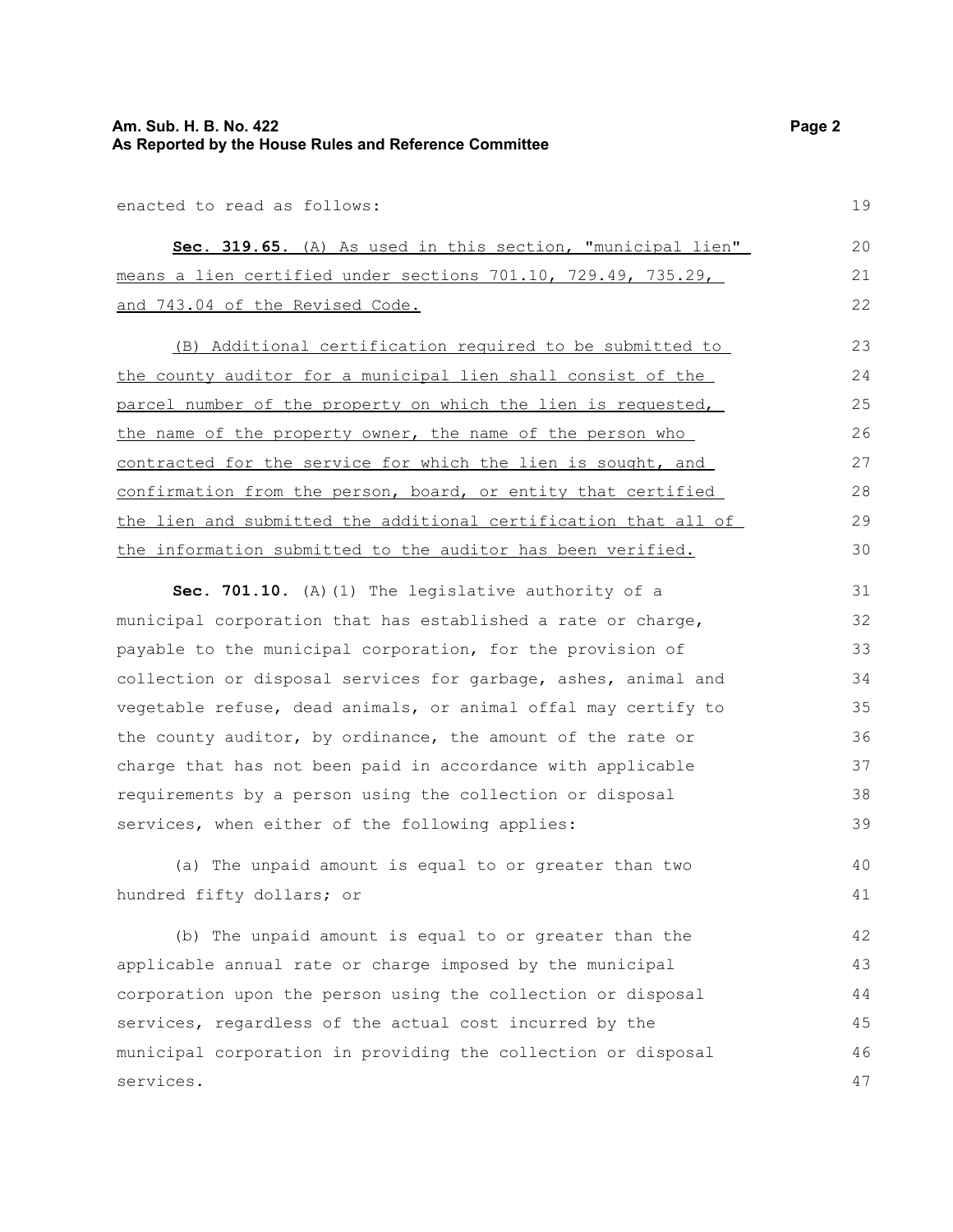enacted to read as follows:

**Sec. 319.65.** (A) As used in this section, "municipal lien" means a lien certified under sections 701.10, 729.49, 735.29, and 743.04 of the Revised Code.

(B) Additional certification required to be submitted to the county auditor for a municipal lien shall consist of the parcel number of the property on which the lien is requested, the name of the property owner, the name of the person who contracted for the service for which the lien is sought, and confirmation from the person, board, or entity that certified the lien and submitted the additional certification that all of the information submitted to the auditor has been verified.

**Sec. 701.10.** (A)(1) The legislative authority of a municipal corporation that has established a rate or charge, payable to the municipal corporation, for the provision of collection or disposal services for garbage, ashes, animal and vegetable refuse, dead animals, or animal offal may certify to the county auditor, by ordinance, the amount of the rate or charge that has not been paid in accordance with applicable requirements by a person using the collection or disposal services, when either of the following applies:

(a) The unpaid amount is equal to or greater than two hundred fifty dollars; or

(b) The unpaid amount is equal to or greater than the applicable annual rate or charge imposed by the municipal corporation upon the person using the collection or disposal services, regardless of the actual cost incurred by the municipal corporation in providing the collection or disposal services.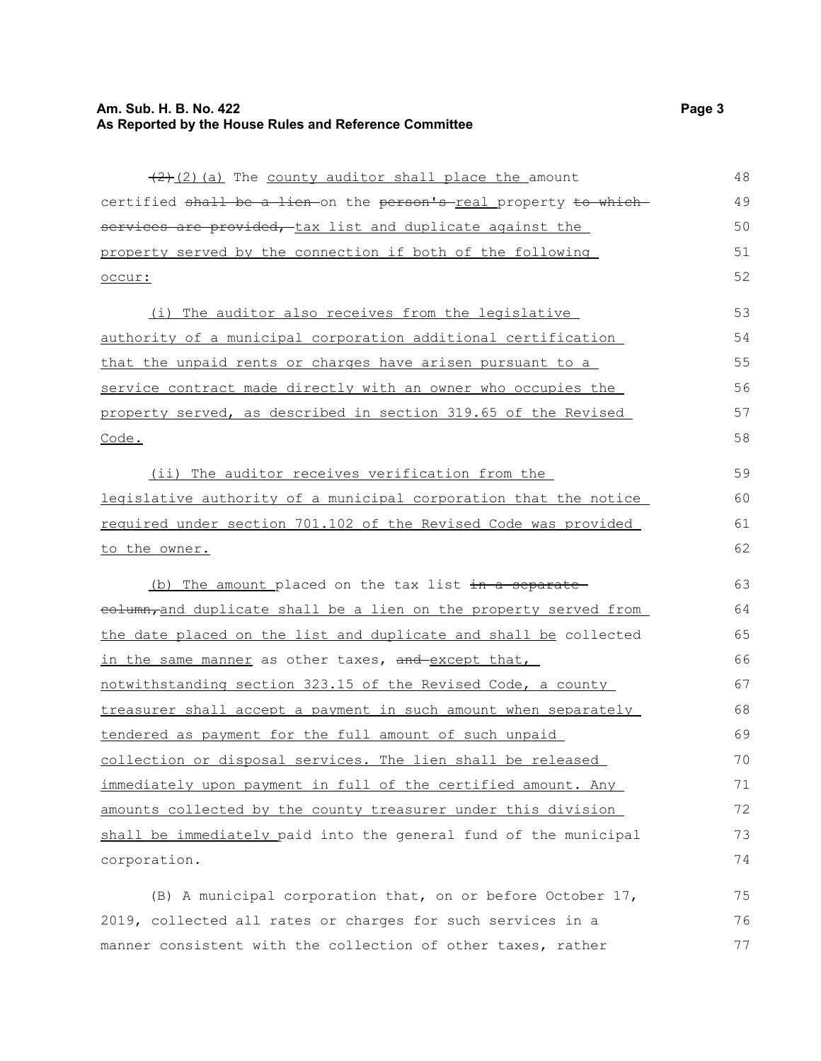~~(2)~~ (2)(a) The county auditor shall place the amount certified ~~shall be a lien~~ on the ~~person's~~ real property ~~to which services are provided,~~ tax list and duplicate against the property served by the connection if both of the following occur:

(i) The auditor also receives from the legislative authority of a municipal corporation additional certification that the unpaid rents or charges have arisen pursuant to a service contract made directly with an owner who occupies the property served, as described in section 319.65 of the Revised Code.

(ii) The auditor receives verification from the legislative authority of a municipal corporation that the notice required under section 701.102 of the Revised Code was provided to the owner.

(b) The amount placed on the tax list ~~in a separate column,~~ and duplicate shall be a lien on the property served from the date placed on the list and duplicate and shall be collected in the same manner as other taxes, ~~and~~ except that, notwithstanding section 323.15 of the Revised Code, a county treasurer shall accept a payment in such amount when separately tendered as payment for the full amount of such unpaid collection or disposal services. The lien shall be released immediately upon payment in full of the certified amount. Any amounts collected by the county treasurer under this division shall be immediately paid into the general fund of the municipal corporation.

(B) A municipal corporation that, on or before October 17, 2019, collected all rates or charges for such services in a manner consistent with the collection of other taxes, rather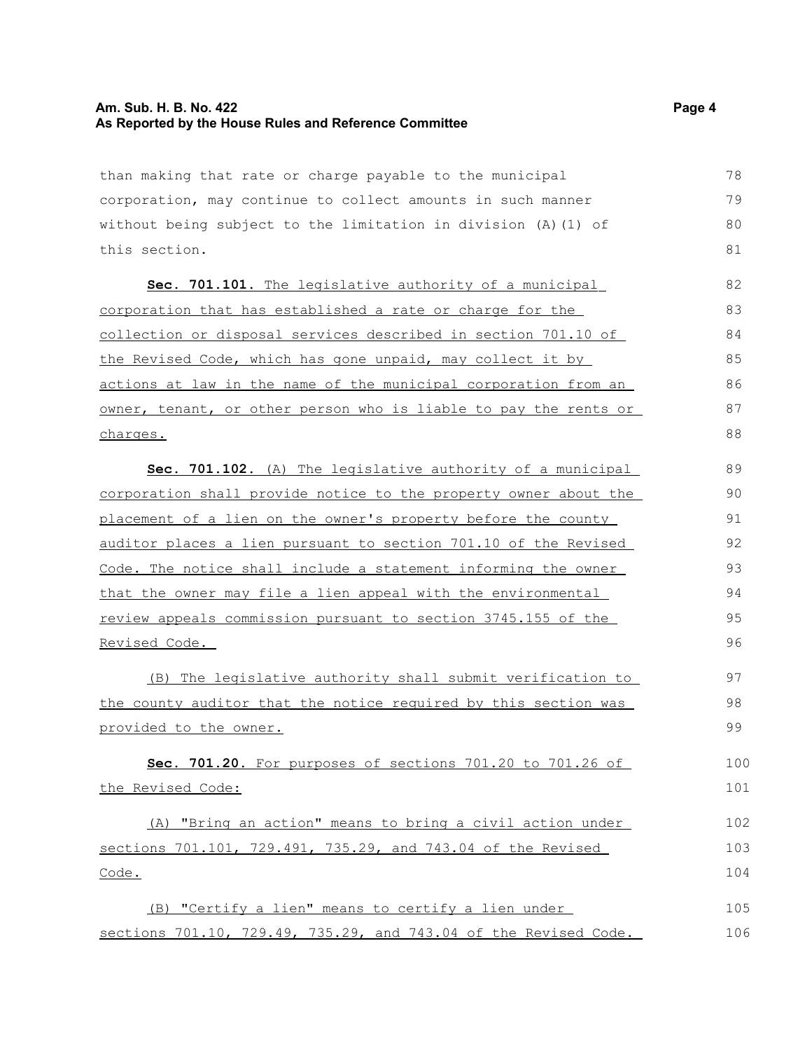than making that rate or charge payable to the municipal corporation, may continue to collect amounts in such manner without being subject to the limitation in division (A)(1) of this section.

**Sec. 701.101.** The legislative authority of a municipal corporation that has established a rate or charge for the collection or disposal services described in section 701.10 of the Revised Code, which has gone unpaid, may collect it by actions at law in the name of the municipal corporation from an owner, tenant, or other person who is liable to pay the rents or charges.

**Sec. 701.102.** (A) The legislative authority of a municipal corporation shall provide notice to the property owner about the placement of a lien on the owner's property before the county auditor places a lien pursuant to section 701.10 of the Revised Code. The notice shall include a statement informing the owner that the owner may file a lien appeal with the environmental review appeals commission pursuant to section 3745.155 of the Revised Code.

(B) The legislative authority shall submit verification to the county auditor that the notice required by this section was provided to the owner.

**Sec. 701.20.** For purposes of sections 701.20 to 701.26 of the Revised Code:

(A) "Bring an action" means to bring a civil action under sections 701.101, 729.491, 735.29, and 743.04 of the Revised Code.

(B) "Certify a lien" means to certify a lien under sections 701.10, 729.49, 735.29, and 743.04 of the Revised Code.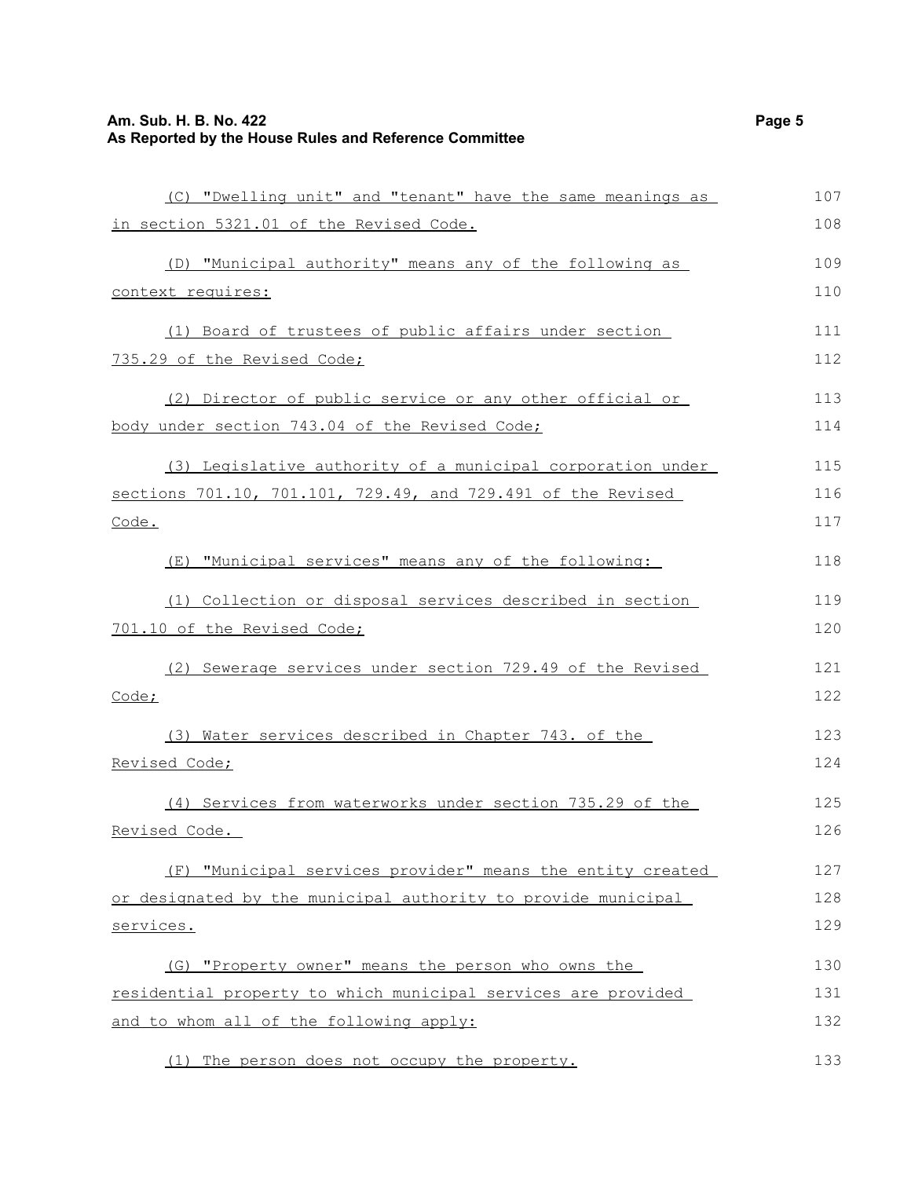(C) "Dwelling unit" and "tenant" have the same meanings as in section 5321.01 of the Revised Code.

(D) "Municipal authority" means any of the following as context requires:

(1) Board of trustees of public affairs under section 735.29 of the Revised Code;

(2) Director of public service or any other official or body under section 743.04 of the Revised Code;

(3) Legislative authority of a municipal corporation under sections 701.10, 701.101, 729.49, and 729.491 of the Revised Code.

(E) "Municipal services" means any of the following:

(1) Collection or disposal services described in section 701.10 of the Revised Code;

(2) Sewerage services under section 729.49 of the Revised Code;

(3) Water services described in Chapter 743. of the Revised Code;

(4) Services from waterworks under section 735.29 of the Revised Code.

(F) "Municipal services provider" means the entity created or designated by the municipal authority to provide municipal services.

(G) "Property owner" means the person who owns the residential property to which municipal services are provided and to whom all of the following apply:

(1) The person does not occupy the property.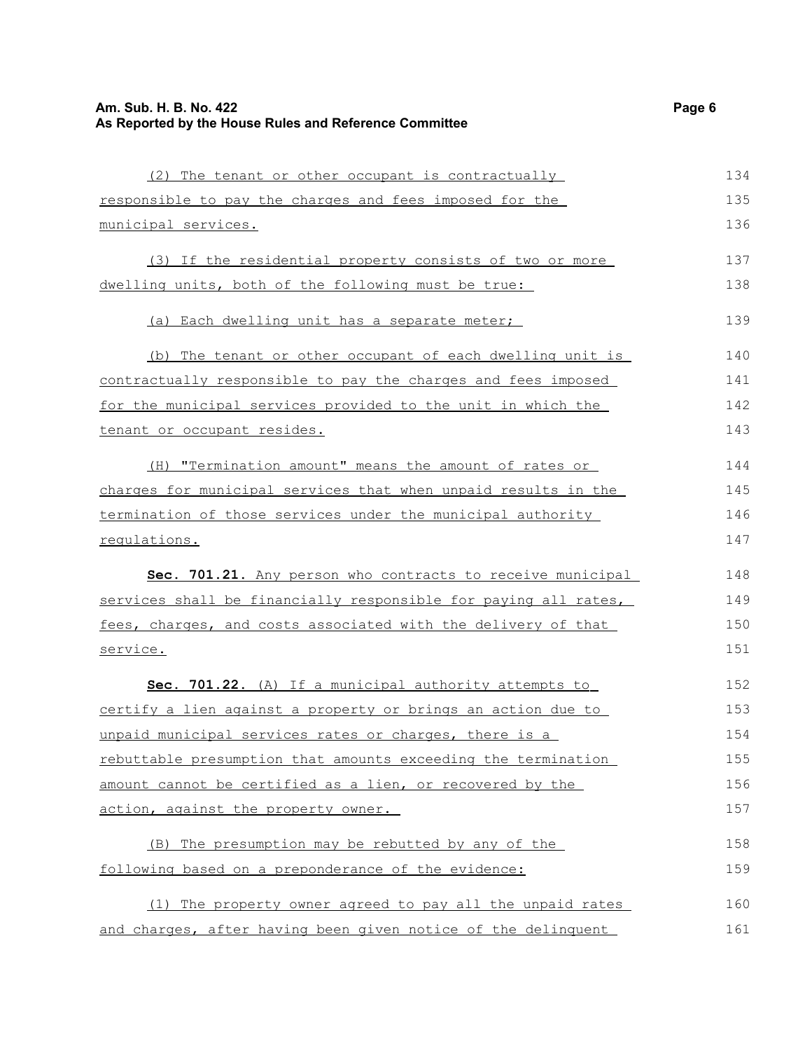(2) The tenant or other occupant is contractually responsible to pay the charges and fees imposed for the municipal services.

(3) If the residential property consists of two or more dwelling units, both of the following must be true:

(a) Each dwelling unit has a separate meter;

(b) The tenant or other occupant of each dwelling unit is contractually responsible to pay the charges and fees imposed for the municipal services provided to the unit in which the tenant or occupant resides.

(H) "Termination amount" means the amount of rates or charges for municipal services that when unpaid results in the termination of those services under the municipal authority regulations.

**Sec. 701.21.** Any person who contracts to receive municipal services shall be financially responsible for paying all rates, fees, charges, and costs associated with the delivery of that service.

**Sec. 701.22.** (A) If a municipal authority attempts to certify a lien against a property or brings an action due to unpaid municipal services rates or charges, there is a rebuttable presumption that amounts exceeding the termination amount cannot be certified as a lien, or recovered by the action, against the property owner.

(B) The presumption may be rebutted by any of the following based on a preponderance of the evidence:

(1) The property owner agreed to pay all the unpaid rates and charges, after having been given notice of the delinquent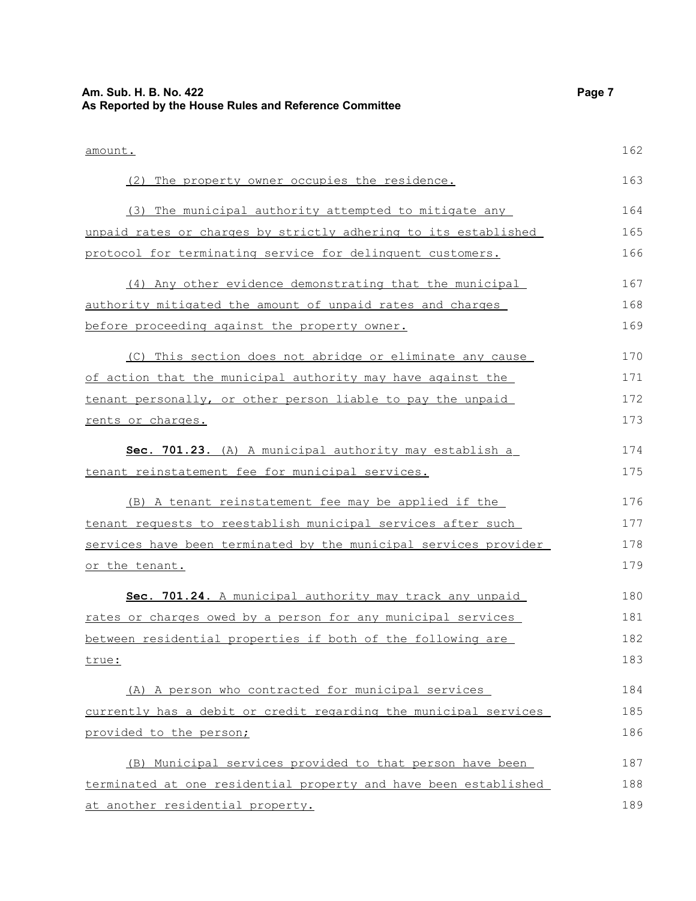amount.

(2) The property owner occupies the residence.

(3) The municipal authority attempted to mitigate any unpaid rates or charges by strictly adhering to its established protocol for terminating service for delinquent customers.

(4) Any other evidence demonstrating that the municipal authority mitigated the amount of unpaid rates and charges before proceeding against the property owner.

(C) This section does not abridge or eliminate any cause of action that the municipal authority may have against the tenant personally, or other person liable to pay the unpaid rents or charges.

**Sec. 701.23.** (A) A municipal authority may establish a tenant reinstatement fee for municipal services.

(B) A tenant reinstatement fee may be applied if the tenant requests to reestablish municipal services after such services have been terminated by the municipal services provider or the tenant.

**Sec. 701.24.** A municipal authority may track any unpaid rates or charges owed by a person for any municipal services between residential properties if both of the following are true:

(A) A person who contracted for municipal services currently has a debit or credit regarding the municipal services provided to the person;

(B) Municipal services provided to that person have been terminated at one residential property and have been established at another residential property.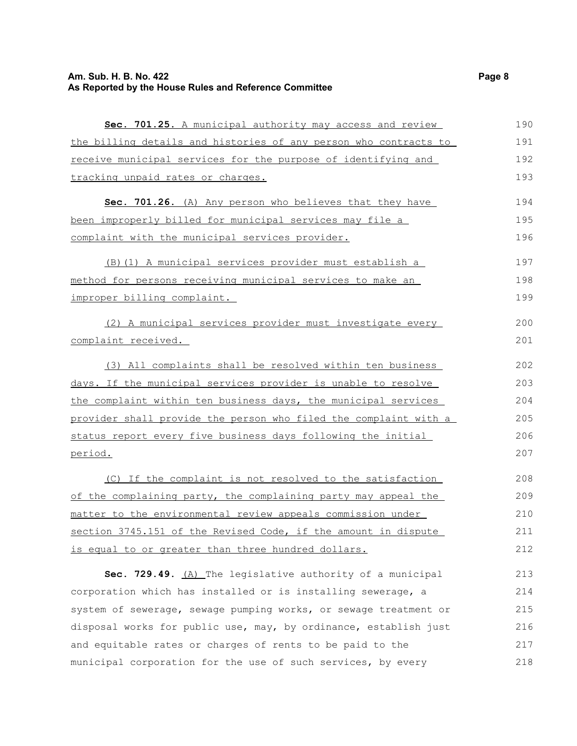**Sec. 701.25.** A municipal authority may access and review the billing details and histories of any person who contracts to receive municipal services for the purpose of identifying and tracking unpaid rates or charges.

**Sec. 701.26.** (A) Any person who believes that they have been improperly billed for municipal services may file a complaint with the municipal services provider.

(B)(1) A municipal services provider must establish a method for persons receiving municipal services to make an improper billing complaint.

(2) A municipal services provider must investigate every complaint received.

(3) All complaints shall be resolved within ten business days. If the municipal services provider is unable to resolve the complaint within ten business days, the municipal services provider shall provide the person who filed the complaint with a status report every five business days following the initial period.

(C) If the complaint is not resolved to the satisfaction of the complaining party, the complaining party may appeal the matter to the environmental review appeals commission under section 3745.151 of the Revised Code, if the amount in dispute is equal to or greater than three hundred dollars.

**Sec. 729.49.** (A) The legislative authority of a municipal corporation which has installed or is installing sewerage, a system of sewerage, sewage pumping works, or sewage treatment or disposal works for public use, may, by ordinance, establish just and equitable rates or charges of rents to be paid to the municipal corporation for the use of such services, by every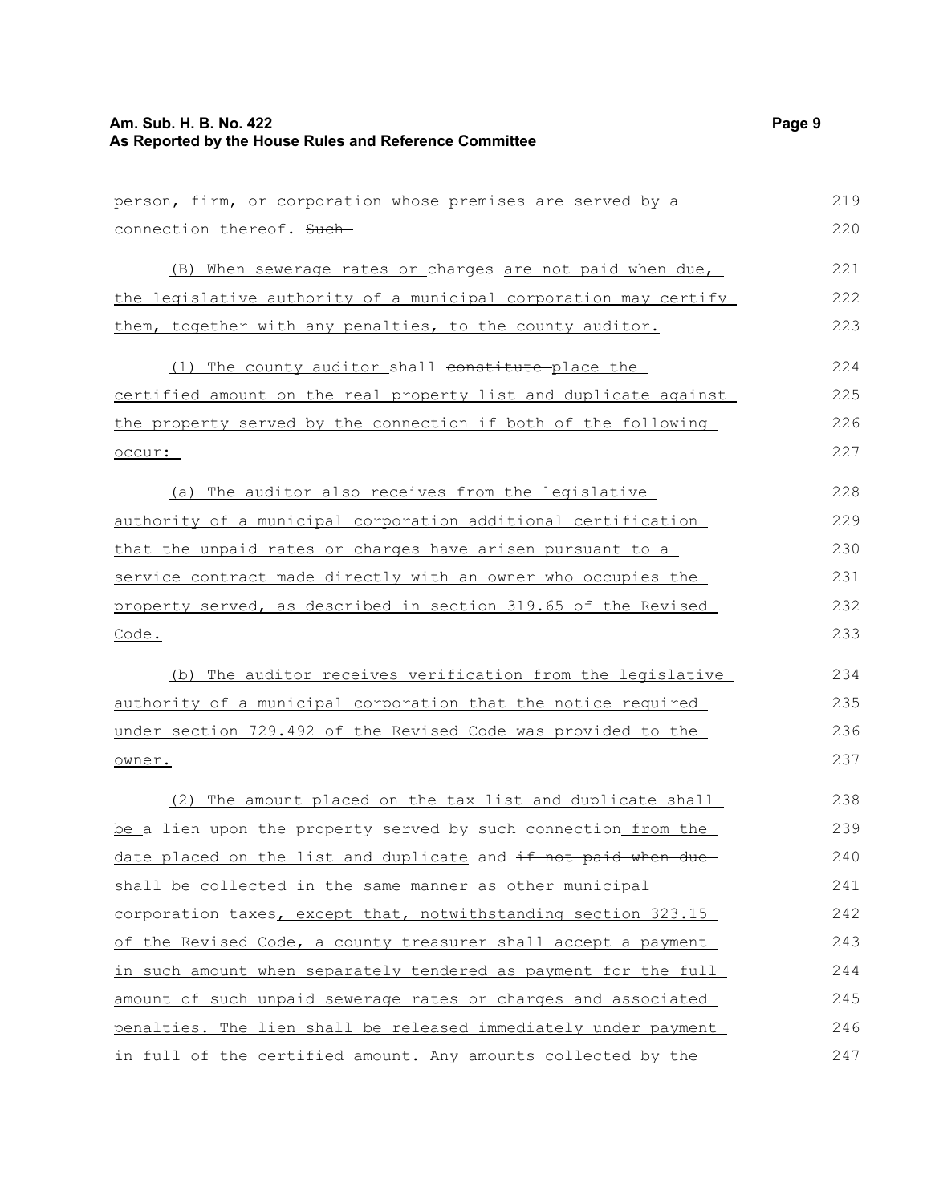person, firm, or corporation whose premises are served by a connection thereof. ~~Such~~

(B) When sewerage rates or charges are not paid when due, the legislative authority of a municipal corporation may certify them, together with any penalties, to the county auditor.

(1) The county auditor shall ~~constitute~~ place the certified amount on the real property list and duplicate against the property served by the connection if both of the following occur:

(a) The auditor also receives from the legislative authority of a municipal corporation additional certification that the unpaid rates or charges have arisen pursuant to a service contract made directly with an owner who occupies the property served, as described in section 319.65 of the Revised Code.

(b) The auditor receives verification from the legislative authority of a municipal corporation that the notice required under section 729.492 of the Revised Code was provided to the owner.

(2) The amount placed on the tax list and duplicate shall be a lien upon the property served by such connection from the date placed on the list and duplicate and ~~if not paid when due~~ shall be collected in the same manner as other municipal corporation taxes, except that, notwithstanding section 323.15 of the Revised Code, a county treasurer shall accept a payment in such amount when separately tendered as payment for the full amount of such unpaid sewerage rates or charges and associated penalties. The lien shall be released immediately under payment in full of the certified amount. Any amounts collected by the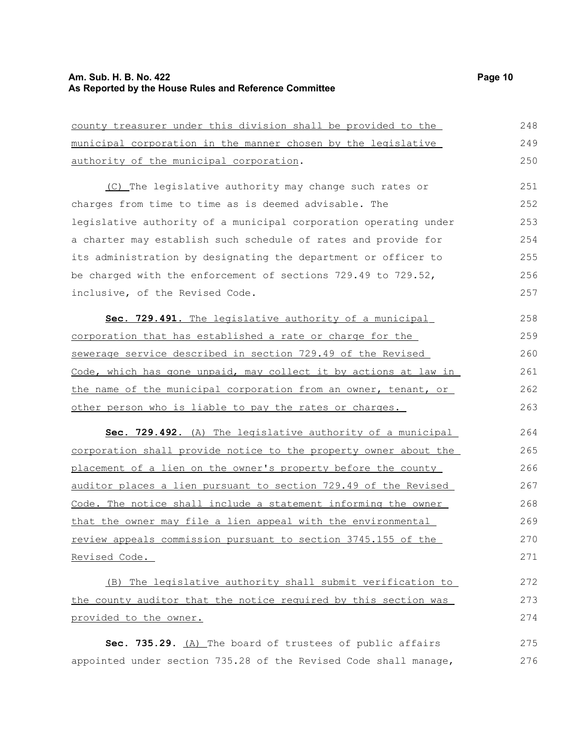county treasurer under this division shall be provided to the municipal corporation in the manner chosen by the legislative authority of the municipal corporation.

(C) The legislative authority may change such rates or charges from time to time as is deemed advisable. The legislative authority of a municipal corporation operating under a charter may establish such schedule of rates and provide for its administration by designating the department or officer to be charged with the enforcement of sections 729.49 to 729.52, inclusive, of the Revised Code.

**Sec. 729.491.** The legislative authority of a municipal corporation that has established a rate or charge for the sewerage service described in section 729.49 of the Revised Code, which has gone unpaid, may collect it by actions at law in the name of the municipal corporation from an owner, tenant, or other person who is liable to pay the rates or charges.

**Sec. 729.492.** (A) The legislative authority of a municipal corporation shall provide notice to the property owner about the placement of a lien on the owner's property before the county auditor places a lien pursuant to section 729.49 of the Revised Code. The notice shall include a statement informing the owner that the owner may file a lien appeal with the environmental review appeals commission pursuant to section 3745.155 of the Revised Code.

(B) The legislative authority shall submit verification to the county auditor that the notice required by this section was provided to the owner.

**Sec. 735.29.** (A) The board of trustees of public affairs appointed under section 735.28 of the Revised Code shall manage,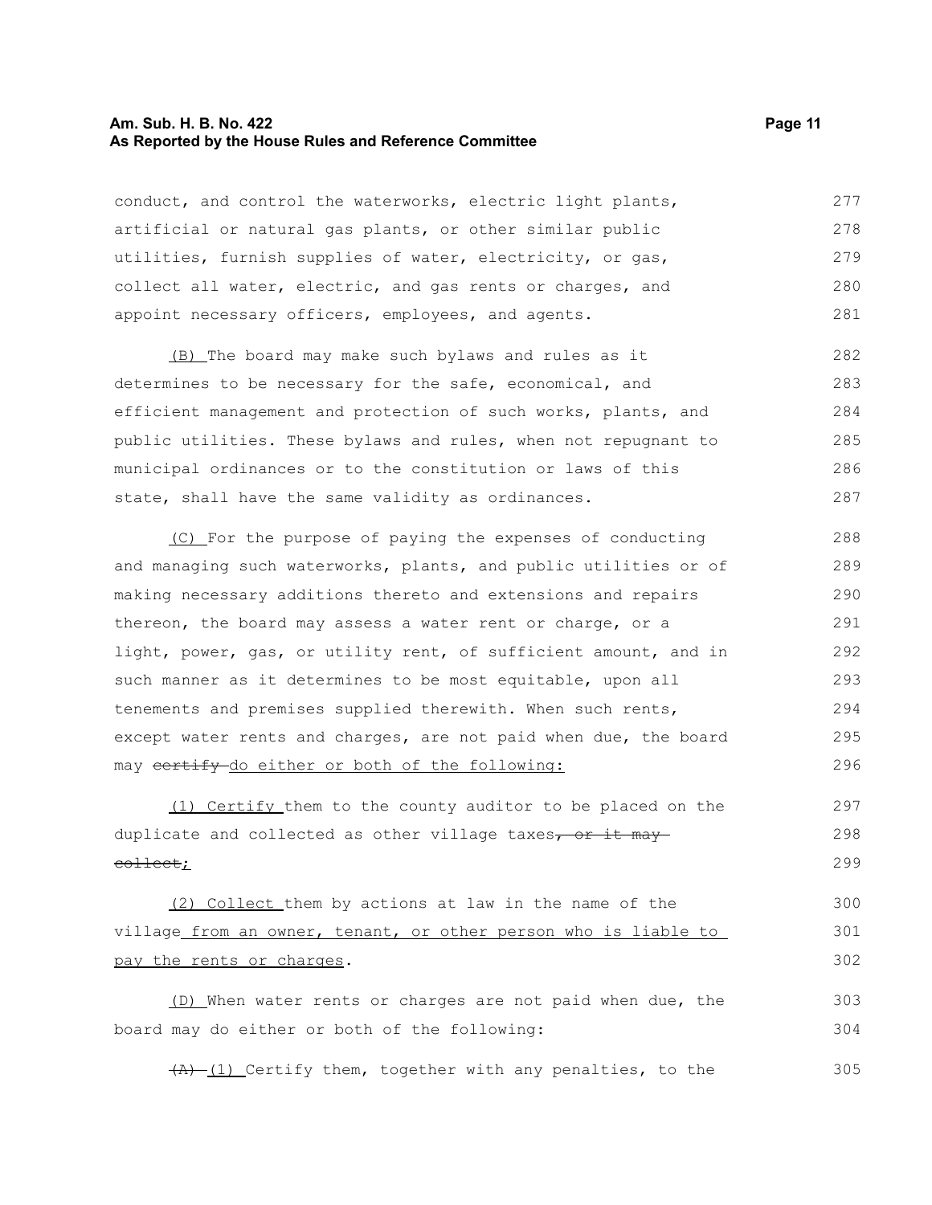conduct, and control the waterworks, electric light plants, artificial or natural gas plants, or other similar public utilities, furnish supplies of water, electricity, or gas, collect all water, electric, and gas rents or charges, and appoint necessary officers, employees, and agents.

(B) The board may make such bylaws and rules as it determines to be necessary for the safe, economical, and efficient management and protection of such works, plants, and public utilities. These bylaws and rules, when not repugnant to municipal ordinances or to the constitution or laws of this state, shall have the same validity as ordinances.

(C) For the purpose of paying the expenses of conducting and managing such waterworks, plants, and public utilities or of making necessary additions thereto and extensions and repairs thereon, the board may assess a water rent or charge, or a light, power, gas, or utility rent, of sufficient amount, and in such manner as it determines to be most equitable, upon all tenements and premises supplied therewith. When such rents, except water rents and charges, are not paid when due, the board may ~~certify~~ do either or both of the following:

(1) Certify them to the county auditor to be placed on the duplicate and collected as other village taxes~~, or it may collect~~;

(2) Collect them by actions at law in the name of the village from an owner, tenant, or other person who is liable to pay the rents or charges.

(D) When water rents or charges are not paid when due, the board may do either or both of the following:

~~(A)~~ (1) Certify them, together with any penalties, to the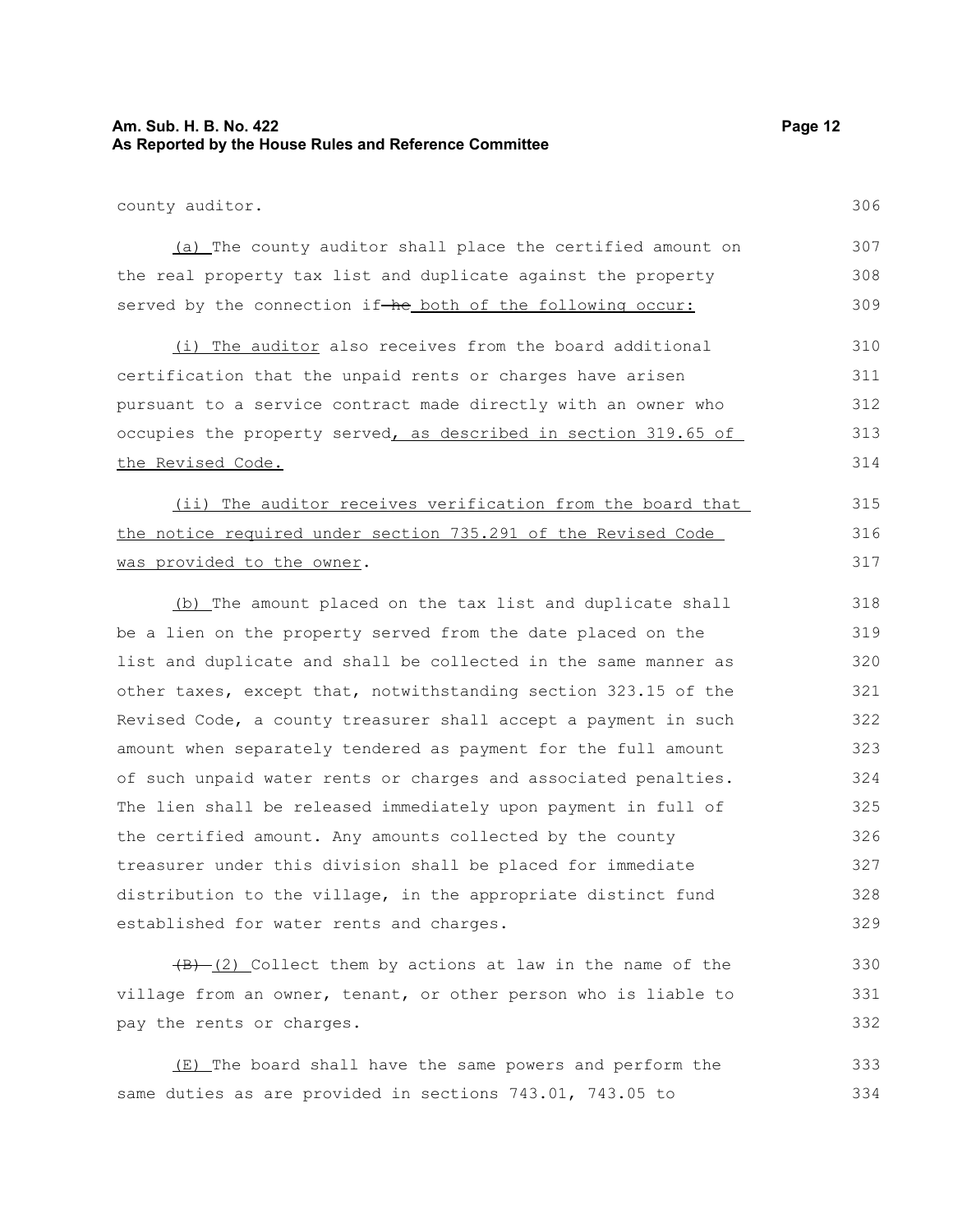county auditor.

(a) The county auditor shall place the certified amount on the real property tax list and duplicate against the property served by the connection if ~~he~~ both of the following occur:

(i) The auditor also receives from the board additional certification that the unpaid rents or charges have arisen pursuant to a service contract made directly with an owner who occupies the property served, as described in section 319.65 of the Revised Code.

(ii) The auditor receives verification from the board that the notice required under section 735.291 of the Revised Code was provided to the owner.

(b) The amount placed on the tax list and duplicate shall be a lien on the property served from the date placed on the list and duplicate and shall be collected in the same manner as other taxes, except that, notwithstanding section 323.15 of the Revised Code, a county treasurer shall accept a payment in such amount when separately tendered as payment for the full amount of such unpaid water rents or charges and associated penalties. The lien shall be released immediately upon payment in full of the certified amount. Any amounts collected by the county treasurer under this division shall be placed for immediate distribution to the village, in the appropriate distinct fund established for water rents and charges.

~~(B)~~ (2) Collect them by actions at law in the name of the village from an owner, tenant, or other person who is liable to pay the rents or charges.

(E) The board shall have the same powers and perform the same duties as are provided in sections 743.01, 743.05 to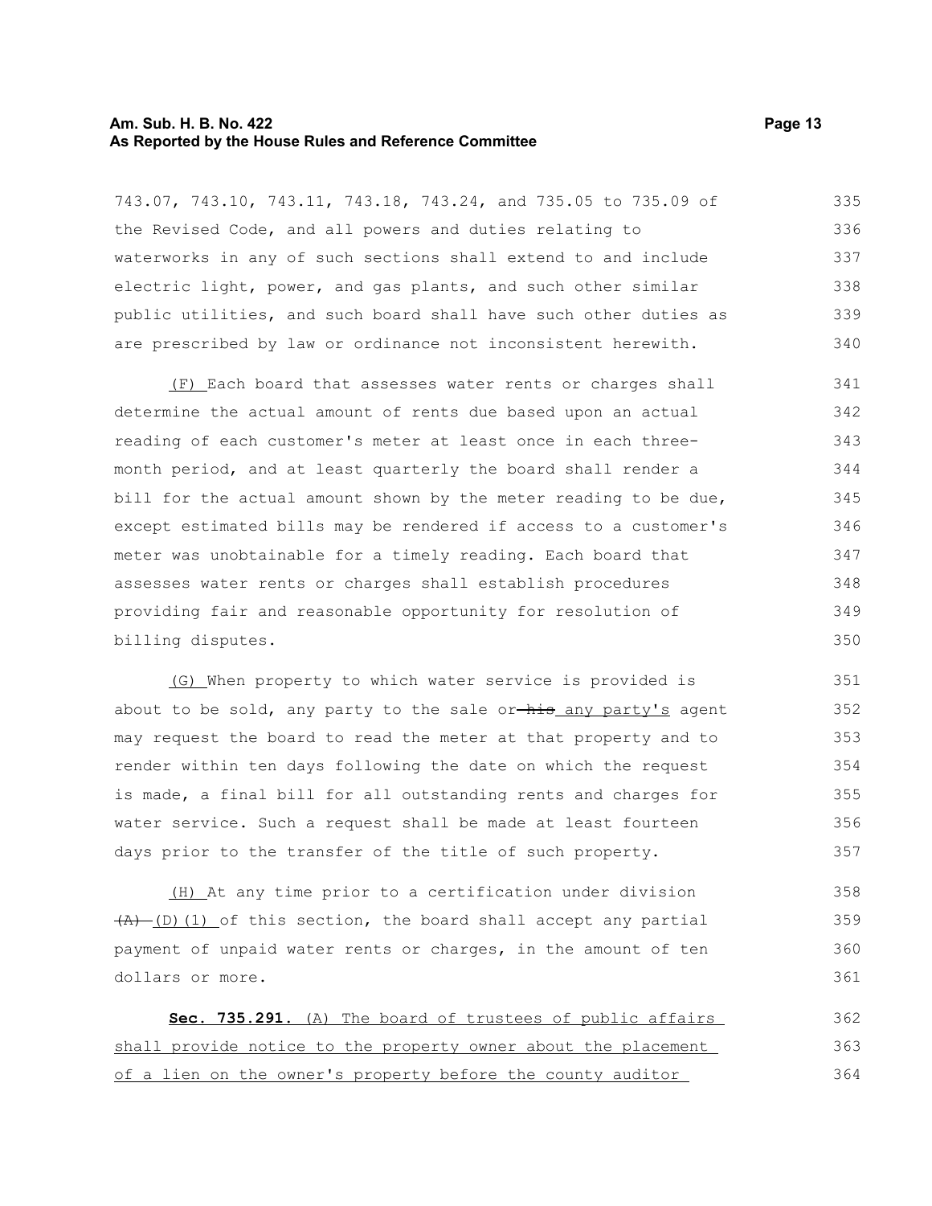743.07, 743.10, 743.11, 743.18, 743.24, and 735.05 to 735.09 of the Revised Code, and all powers and duties relating to waterworks in any of such sections shall extend to and include electric light, power, and gas plants, and such other similar public utilities, and such board shall have such other duties as are prescribed by law or ordinance not inconsistent herewith.

(F) Each board that assesses water rents or charges shall determine the actual amount of rents due based upon an actual reading of each customer's meter at least once in each three-month period, and at least quarterly the board shall render a bill for the actual amount shown by the meter reading to be due, except estimated bills may be rendered if access to a customer's meter was unobtainable for a timely reading. Each board that assesses water rents or charges shall establish procedures providing fair and reasonable opportunity for resolution of billing disputes.

(G) When property to which water service is provided is about to be sold, any party to the sale or ~~his~~ any party's agent may request the board to read the meter at that property and to render within ten days following the date on which the request is made, a final bill for all outstanding rents and charges for water service. Such a request shall be made at least fourteen days prior to the transfer of the title of such property.

(H) At any time prior to a certification under division ~~(A)~~ (D)(1) of this section, the board shall accept any partial payment of unpaid water rents or charges, in the amount of ten dollars or more.

**Sec. 735.291.** (A) The board of trustees of public affairs shall provide notice to the property owner about the placement of a lien on the owner's property before the county auditor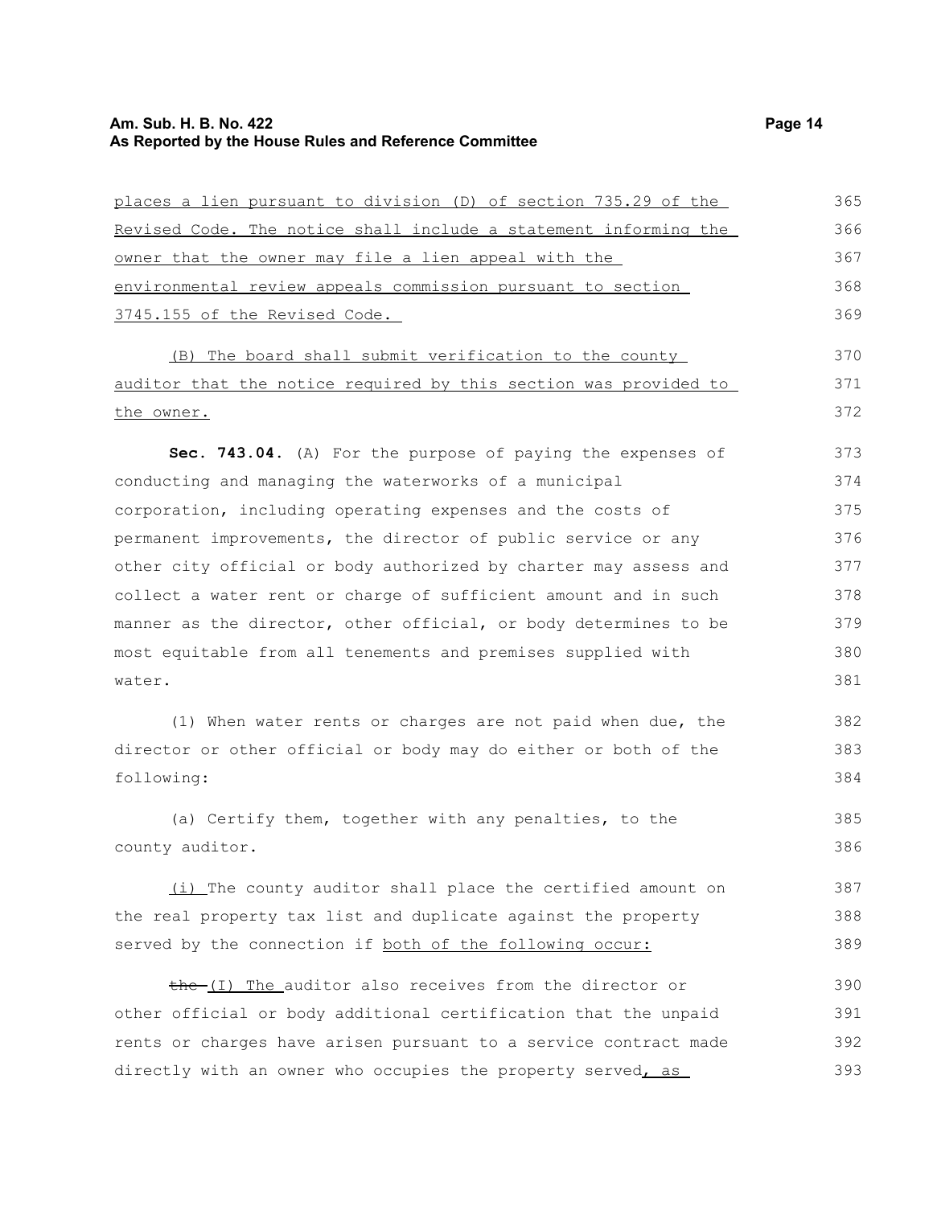places a lien pursuant to division (D) of section 735.29 of the Revised Code. The notice shall include a statement informing the owner that the owner may file a lien appeal with the environmental review appeals commission pursuant to section 3745.155 of the Revised Code.

(B) The board shall submit verification to the county auditor that the notice required by this section was provided to the owner.

**Sec. 743.04.** (A) For the purpose of paying the expenses of conducting and managing the waterworks of a municipal corporation, including operating expenses and the costs of permanent improvements, the director of public service or any other city official or body authorized by charter may assess and collect a water rent or charge of sufficient amount and in such manner as the director, other official, or body determines to be most equitable from all tenements and premises supplied with water.

(1) When water rents or charges are not paid when due, the director or other official or body may do either or both of the following:

(a) Certify them, together with any penalties, to the county auditor.

(i) The county auditor shall place the certified amount on the real property tax list and duplicate against the property served by the connection if both of the following occur:

~~the~~ (I) The auditor also receives from the director or other official or body additional certification that the unpaid rents or charges have arisen pursuant to a service contract made directly with an owner who occupies the property served, as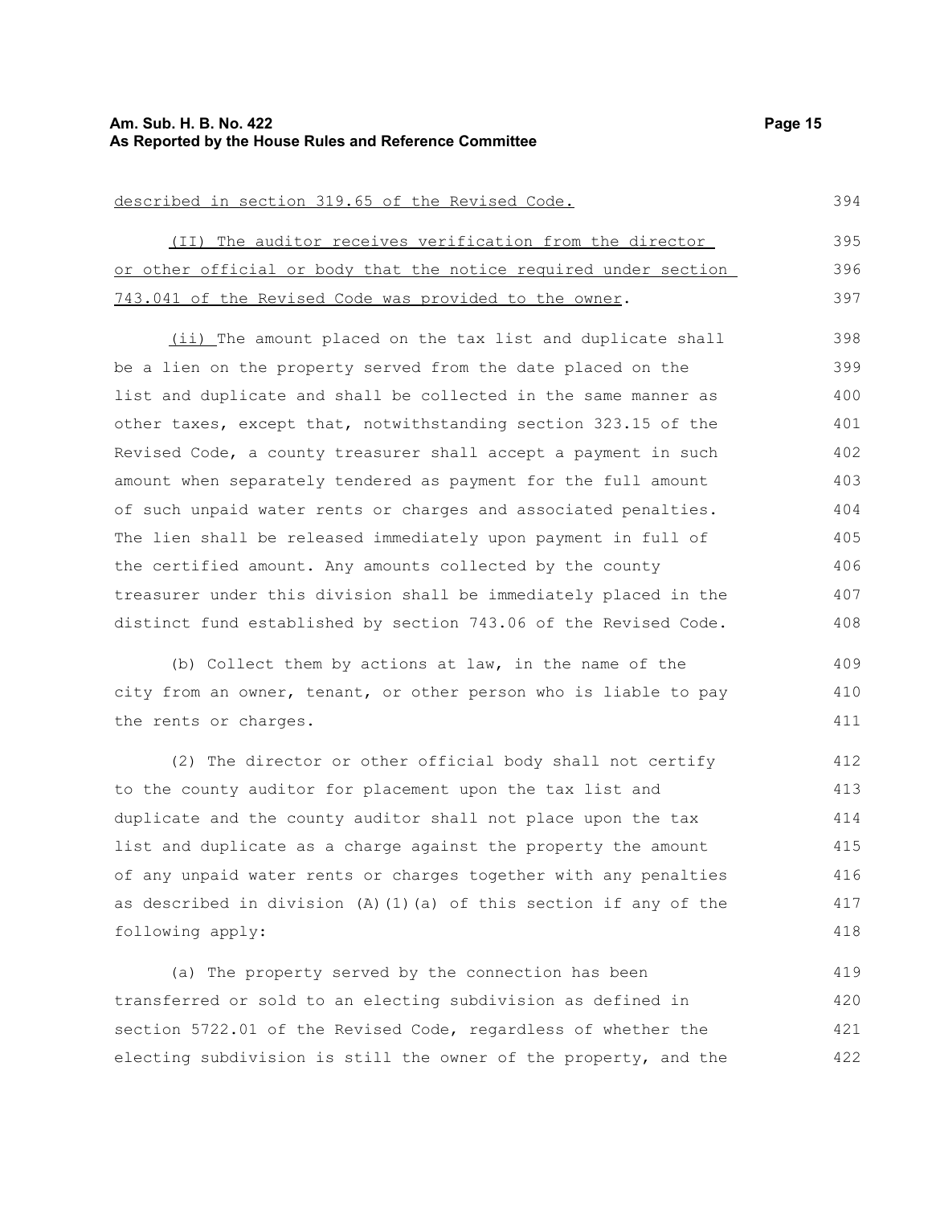described in section 319.65 of the Revised Code.

(II) The auditor receives verification from the director or other official or body that the notice required under section 743.041 of the Revised Code was provided to the owner.

(ii) The amount placed on the tax list and duplicate shall be a lien on the property served from the date placed on the list and duplicate and shall be collected in the same manner as other taxes, except that, notwithstanding section 323.15 of the Revised Code, a county treasurer shall accept a payment in such amount when separately tendered as payment for the full amount of such unpaid water rents or charges and associated penalties. The lien shall be released immediately upon payment in full of the certified amount. Any amounts collected by the county treasurer under this division shall be immediately placed in the distinct fund established by section 743.06 of the Revised Code.

(b) Collect them by actions at law, in the name of the city from an owner, tenant, or other person who is liable to pay the rents or charges.

(2) The director or other official body shall not certify to the county auditor for placement upon the tax list and duplicate and the county auditor shall not place upon the tax list and duplicate as a charge against the property the amount of any unpaid water rents or charges together with any penalties as described in division (A)(1)(a) of this section if any of the following apply:

(a) The property served by the connection has been transferred or sold to an electing subdivision as defined in section 5722.01 of the Revised Code, regardless of whether the electing subdivision is still the owner of the property, and the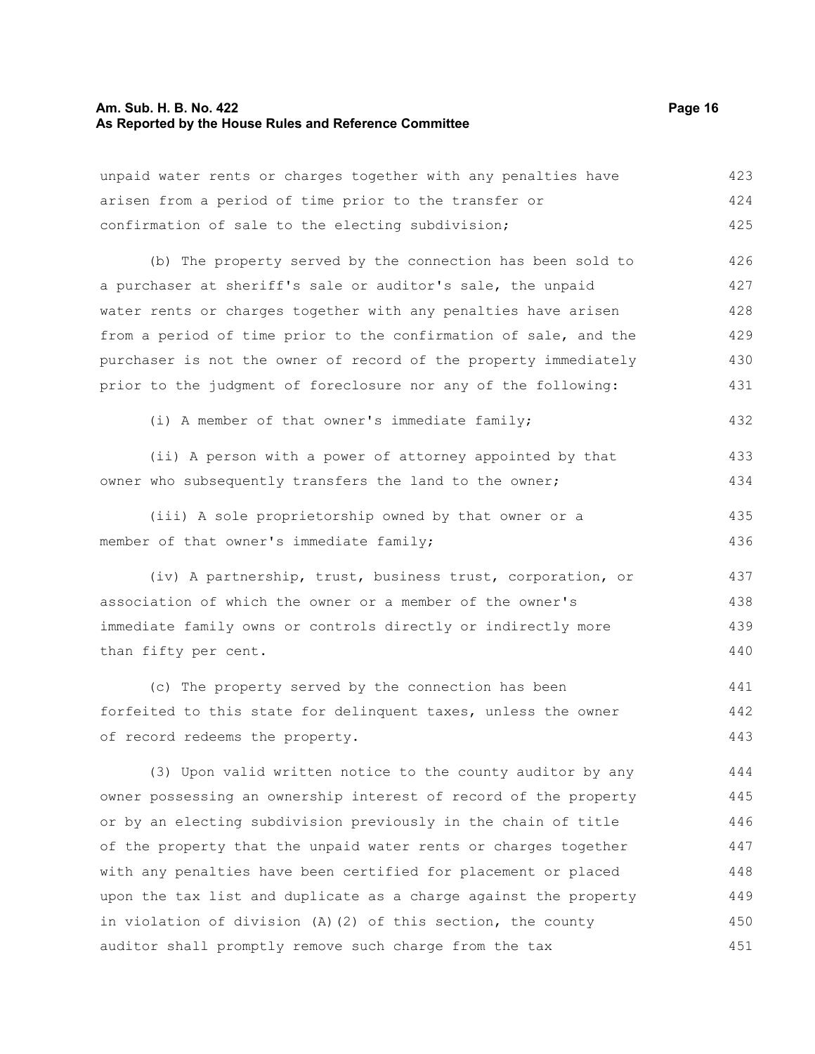unpaid water rents or charges together with any penalties have arisen from a period of time prior to the transfer or confirmation of sale to the electing subdivision;

(b) The property served by the connection has been sold to a purchaser at sheriff's sale or auditor's sale, the unpaid water rents or charges together with any penalties have arisen from a period of time prior to the confirmation of sale, and the purchaser is not the owner of record of the property immediately prior to the judgment of foreclosure nor any of the following:

(i) A member of that owner's immediate family;

(ii) A person with a power of attorney appointed by that owner who subsequently transfers the land to the owner;

(iii) A sole proprietorship owned by that owner or a member of that owner's immediate family;

(iv) A partnership, trust, business trust, corporation, or association of which the owner or a member of the owner's immediate family owns or controls directly or indirectly more than fifty per cent.

(c) The property served by the connection has been forfeited to this state for delinquent taxes, unless the owner of record redeems the property.

(3) Upon valid written notice to the county auditor by any owner possessing an ownership interest of record of the property or by an electing subdivision previously in the chain of title of the property that the unpaid water rents or charges together with penalties have been certified for placement or placed upon the tax list and duplicate as a charge against the property in violation of division (A)(2) of this section, the county auditor shall promptly remove such charge from the tax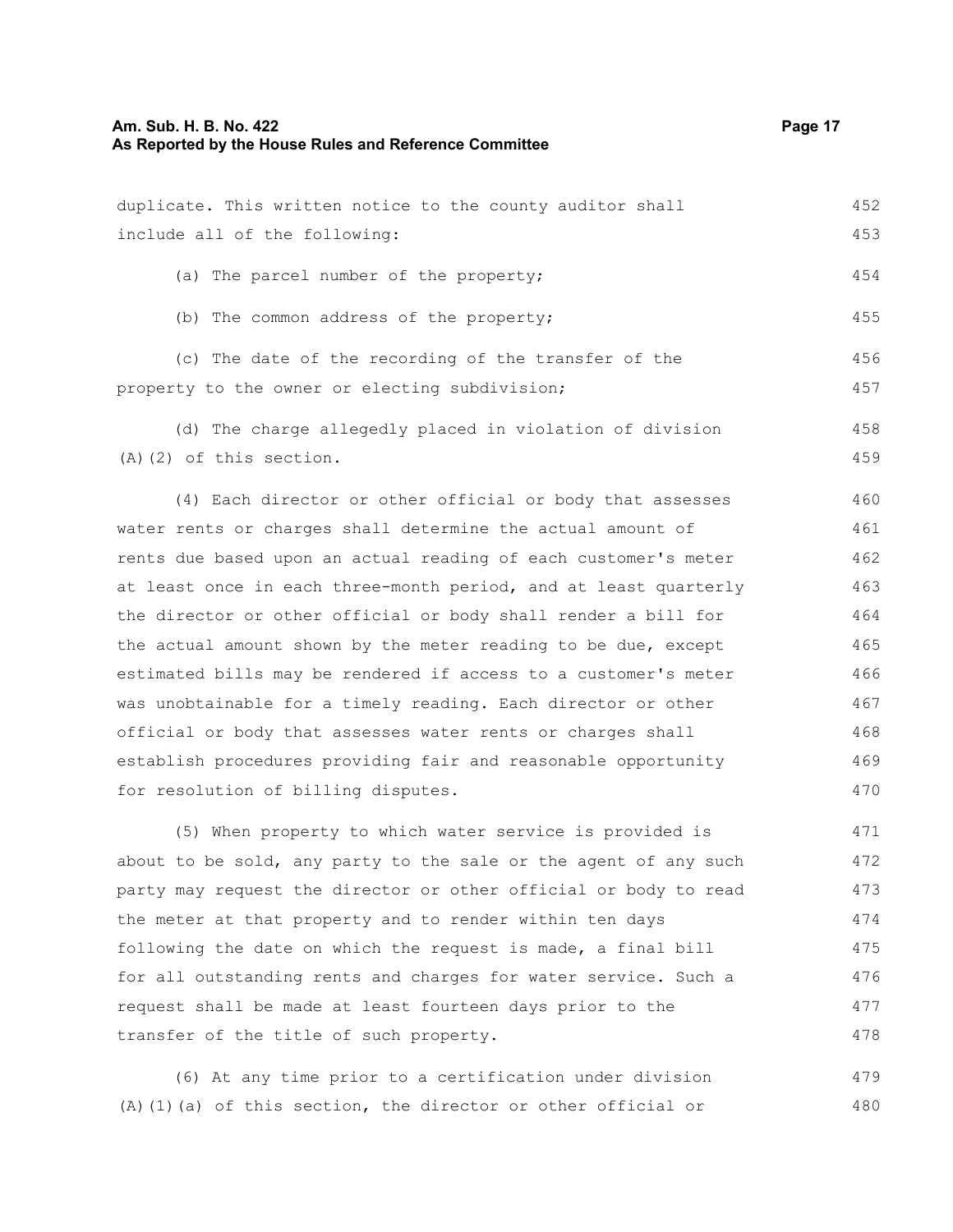duplicate. This written notice to the county auditor shall include all of the following:

(a) The parcel number of the property;

(b) The common address of the property;

(c) The date of the recording of the transfer of the property to the owner or electing subdivision;

(d) The charge allegedly placed in violation of division (A)(2) of this section.

(4) Each director or other official or body that assesses water rents or charges shall determine the actual amount of rents due based upon an actual reading of each customer's meter at least once in each three-month period, and at least quarterly the director or other official or body shall render a bill for the actual amount shown by the meter reading to be due, except estimated bills may be rendered if access to a customer's meter was unobtainable for a timely reading. Each director or other official or body that assesses water rents or charges shall establish procedures providing fair and reasonable opportunity for resolution of billing disputes.

(5) When property to which water service is provided is about to be sold, any party to the sale or the agent of any such party may request the director or other official or body to read the meter at that property and to render within ten days following the date on which the request is made, a final bill for all outstanding rents and charges for water service. Such a request shall be made at least fourteen days prior to the transfer of the title of such property.

(6) At any time prior to a certification under division (A)(1)(a) of this section, the director or other official or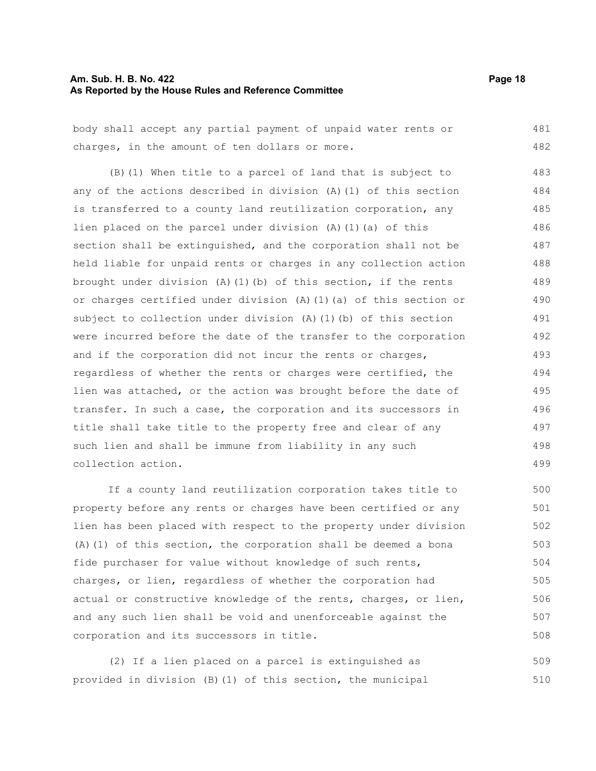body shall accept any partial payment of unpaid water rents or charges, in the amount of ten dollars or more.

(B)(1) When title to a parcel of land that is subject to any of the actions described in division (A)(1) of this section is transferred to a county land reutilization corporation, any lien placed on the parcel under division (A)(1)(a) of this section shall be extinguished, and the corporation shall not be held liable for unpaid rents or charges in any collection action brought under division (A)(1)(b) of this section, if the rents or charges certified under division (A)(1)(a) of this section or subject to collection under division (A)(1)(b) of this section were incurred before the date of the transfer to the corporation and if the corporation did not incur the rents or charges, regardless of whether the rents or charges were certified, the lien was attached, or the action was brought before the date of transfer. In such a case, the corporation and its successors in title shall take title to the property free and clear of any such lien and shall be immune from liability in any such collection action.

If a county land reutilization corporation takes title to property before any rents or charges have been certified or any lien has been placed with respect to the property under division (A)(1) of this section, the corporation shall be deemed a bona fide purchaser for value without knowledge of such rents, charges, or lien, regardless of whether the corporation had actual or constructive knowledge of the rents, charges, or lien, and any such lien shall be void and unenforceable against the corporation and its successors in title.

(2) If a lien placed on a parcel is extinguished as provided in division (B)(1) of this section, the municipal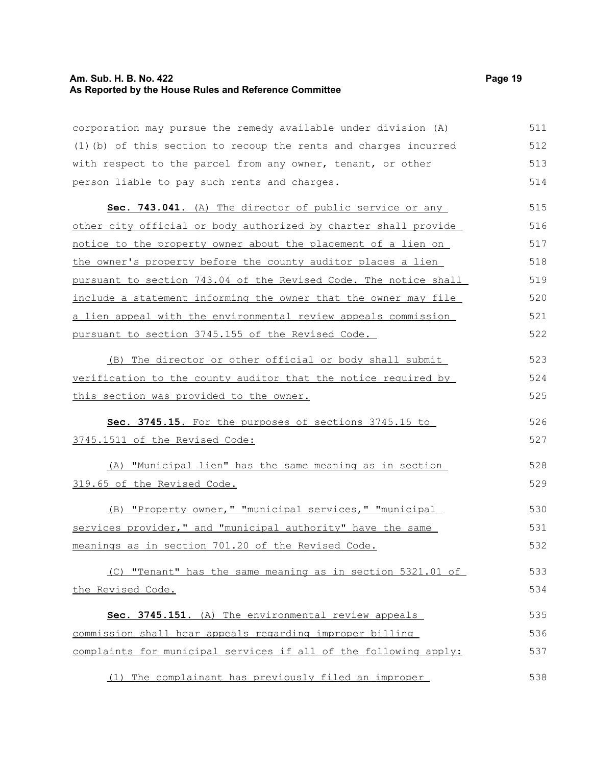corporation may pursue the remedy available under division (A)(1)(b) of this section to recoup the rents and charges incurred with respect to the parcel from any owner, tenant, or other person liable to pay such rents and charges.

**Sec. 743.041.** (A) The director of public service or any other city official or body authorized by charter shall provide notice to the property owner about the placement of a lien on the owner's property before the county auditor places a lien pursuant to section 743.04 of the Revised Code. The notice shall include a statement informing the owner that the owner may file a lien appeal with the environmental review appeals commission pursuant to section 3745.155 of the Revised Code.

(B) The director or other official or body shall submit verification to the county auditor that the notice required by this section was provided to the owner.

**Sec. 3745.15.** For the purposes of sections 3745.15 to 3745.1511 of the Revised Code:

(A) "Municipal lien" has the same meaning as in section 319.65 of the Revised Code.

(B) "Property owner," "municipal services," "municipal services provider," and "municipal authority" have the same meanings as in section 701.20 of the Revised Code.

(C) "Tenant" has the same meaning as in section 5321.01 of the Revised Code.

**Sec. 3745.151.** (A) The environmental review appeals commission shall hear appeals regarding improper billing complaints for municipal services if all of the following apply:

(1) The complainant has previously filed an improper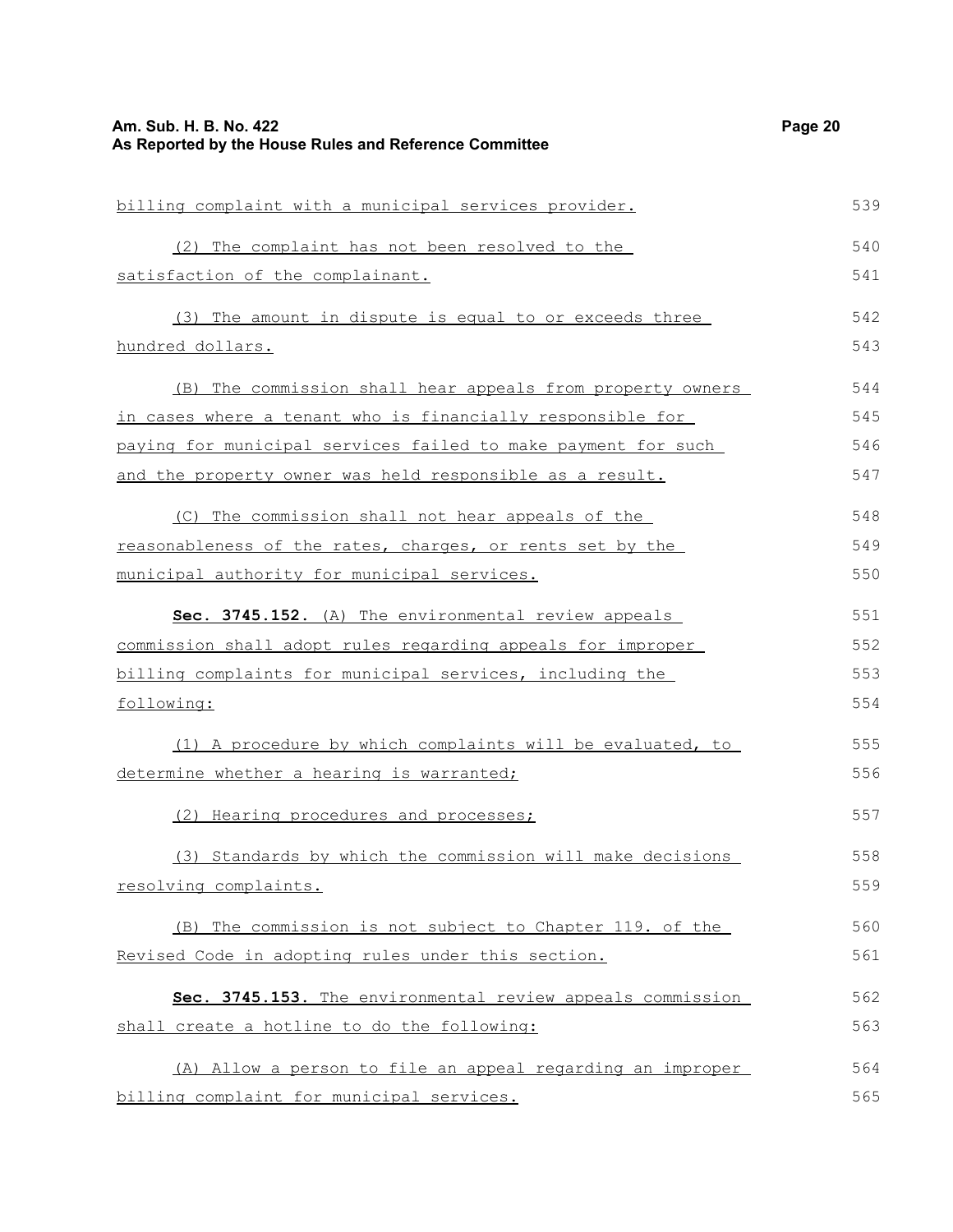billing complaint with a municipal services provider.

(2) The complaint has not been resolved to the satisfaction of the complainant.

(3) The amount in dispute is equal to or exceeds three hundred dollars.

(B) The commission shall hear appeals from property owners in cases where a tenant who is financially responsible for paying for municipal services failed to make payment for such and the property owner was held responsible as a result.

(C) The commission shall not hear appeals of the reasonableness of the rates, charges, or rents set by the municipal authority for municipal services.

**Sec. 3745.152.** (A) The environmental review appeals commission shall adopt rules regarding appeals for improper billing complaints for municipal services, including the following:

(1) A procedure by which complaints will be evaluated, to determine whether a hearing is warranted;

(2) Hearing procedures and processes;

(3) Standards by which the commission will make decisions resolving complaints.

(B) The commission is not subject to Chapter 119. of the Revised Code in adopting rules under this section.

**Sec. 3745.153.** The environmental review appeals commission shall create a hotline to do the following:

(A) Allow a person to file an appeal regarding an improper billing complaint for municipal services.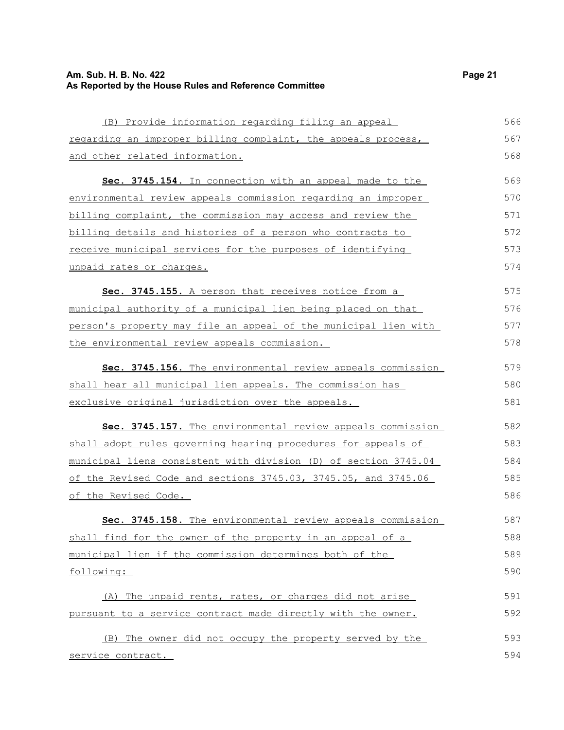(B) Provide information regarding filing an appeal regarding an improper billing complaint, the appeals process, and other related information.

**Sec. 3745.154.** In connection with an appeal made to the environmental review appeals commission regarding an improper billing complaint, the commission may access and review the billing details and histories of a person who contracts to receive municipal services for the purposes of identifying unpaid rates or charges.

**Sec. 3745.155.** A person that receives notice from a municipal authority of a municipal lien being placed on that person's property may file an appeal of the municipal lien with the environmental review appeals commission.

**Sec. 3745.156.** The environmental review appeals commission shall hear all municipal lien appeals. The commission has exclusive original jurisdiction over the appeals.

**Sec. 3745.157.** The environmental review appeals commission shall adopt rules governing hearing procedures for appeals of municipal liens consistent with division (D) of section 3745.04 of the Revised Code and sections 3745.03, 3745.05, and 3745.06 of the Revised Code.

**Sec. 3745.158.** The environmental review appeals commission shall find for the owner of the property in an appeal of a municipal lien if the commission determines both of the following:

(A) The unpaid rents, rates, or charges did not arise pursuant to a service contract made directly with the owner.

(B) The owner did not occupy the property served by the service contract.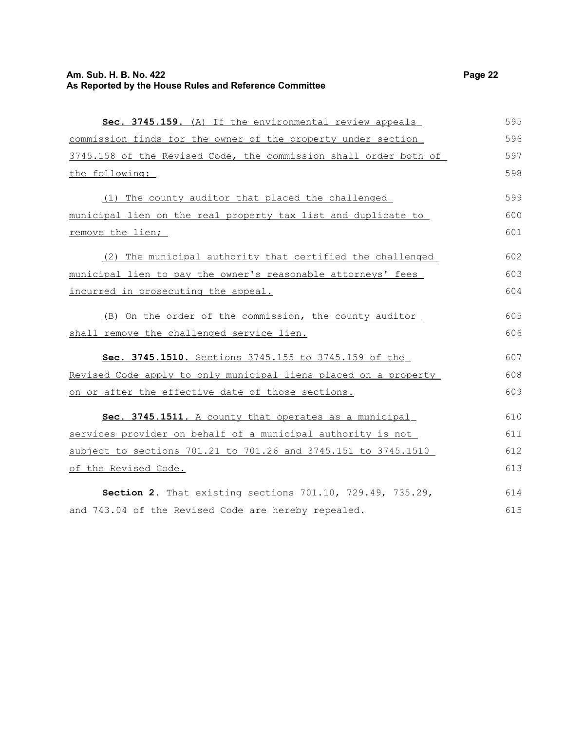**Sec. 3745.159.** (A) If the environmental review appeals commission finds for the owner of the property under section 3745.158 of the Revised Code, the commission shall order both of the following:

(1) The county auditor that placed the challenged municipal lien on the real property tax list and duplicate to remove the lien;

(2) The municipal authority that certified the challenged municipal lien to pay the owner's reasonable attorneys' fees incurred in prosecuting the appeal.

(B) On the order of the commission, the county auditor shall remove the challenged service lien.

**Sec. 3745.1510.** Sections 3745.155 to 3745.159 of the Revised Code apply to only municipal liens placed on a property on or after the effective date of those sections.

**Sec. 3745.1511.** A county that operates as a municipal services provider on behalf of a municipal authority is not subject to sections 701.21 to 701.26 and 3745.151 to 3745.1510 of the Revised Code.

**Section 2.** That existing sections 701.10, 729.49, 735.29, and 743.04 of the Revised Code are hereby repealed.